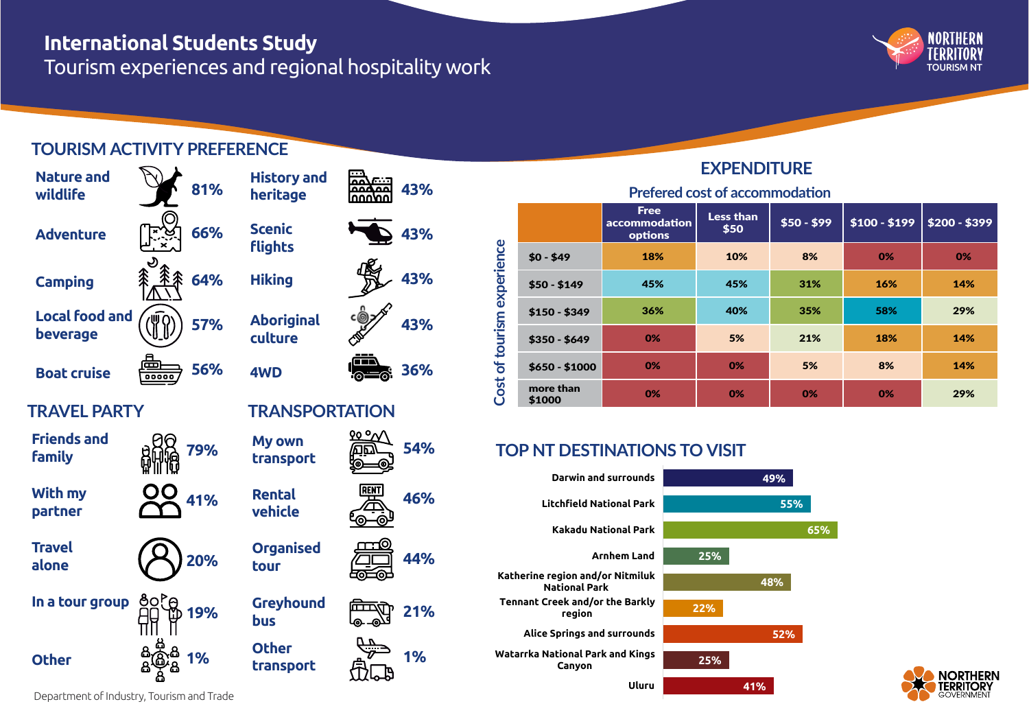# International Students Study

Tourism experiences and regional hospitality work

## TOURISM ACTIVITY PREFERENCE

| Activity | % |
|---|---|
| Nature and wildlife | 81% |
| Adventure | 66% |
| Camping | 64% |
| Local food and beverage | 57% |
| Boat cruise | 56% |
| History and heritage | 43% |
| Scenic flights | 43% |
| Hiking | 43% |
| Aboriginal culture | 43% |
| 4WD | 36% |

## TRAVEL PARTY

| Travel party | % |
|---|---|
| Friends and family | 79% |
| With my partner | 41% |
| Travel alone | 20% |
| In a tour group | 19% |
| Other | 1% |

## TRANSPORTATION

| Transportation | % |
|---|---|
| My own transport | 54% |
| Rental vehicle | 46% |
| Organised tour | 44% |
| Greyhound bus | 21% |
| Other transport | 1% |

## EXPENDITURE

### Prefered cost of accommodation

| Cost of tourism experience | Free accommodation options | Less than $50 | $50 - $99 | $100 - $199 | $200 - $399 |
|---|---|---|---|---|---|
| $0 - $49 | 18% | 10% | 8% | 0% | 0% |
| $50 - $149 | 45% | 45% | 31% | 16% | 14% |
| $150 - $349 | 36% | 40% | 35% | 58% | 29% |
| $350 - $649 | 0% | 5% | 21% | 18% | 14% |
| $650 - $1000 | 0% | 0% | 5% | 8% | 14% |
| more than $1000 | 0% | 0% | 0% | 0% | 29% |

## TOP NT DESTINATIONS TO VISIT

| Destination | % |
|---|---|
| Darwin and surrounds | 49% |
| Litchfield National Park | 55% |
| Kakadu National Park | 65% |
| Arnhem Land | 25% |
| Katherine region and/or Nitmiluk National Park | 48% |
| Tennant Creek and/or the Barkly region | 22% |
| Alice Springs and surrounds | 52% |
| Watarrka National Park and Kings Canyon | 25% |
| Uluru | 41% |

Department of Industry, Tourism and Trade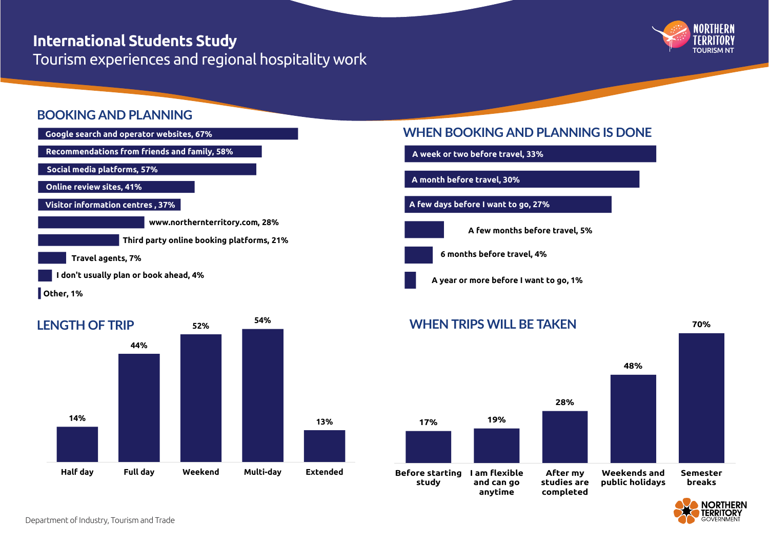# International Students Study

Tourism experiences and regional hospitality work

## BOOKING AND PLANNING

| Source | % |
|---|---|
| Google search and operator websites | 67% |
| Recommendations from friends and family | 58% |
| Social media platforms | 57% |
| Online review sites | 41% |
| Visitor information centres | 37% |
| www.northernterritory.com | 28% |
| Third party online booking platforms | 21% |
| Travel agents | 7% |
| I don't usually plan or book ahead | 4% |
| Other | 1% |

## WHEN BOOKING AND PLANNING IS DONE

| Timing | % |
|---|---|
| A week or two before travel | 33% |
| A month before travel | 30% |
| A few days before I want to go | 27% |
| A few months before travel | 5% |
| 6 months before travel | 4% |
| A year or more before I want to go | 1% |

## LENGTH OF TRIP

| Half day | Full day | Weekend | Multi-day | Extended |
|---|---|---|---|---|
| 14% | 44% | 52% | 54% | 13% |

## WHEN TRIPS WILL BE TAKEN

| Before starting study | I am flexible and can go anytime | After my studies are completed | Weekends and public holidays | Semester breaks |
|---|---|---|---|---|
| 17% | 19% | 28% | 48% | 70% |

Department of Industry, Tourism and Trade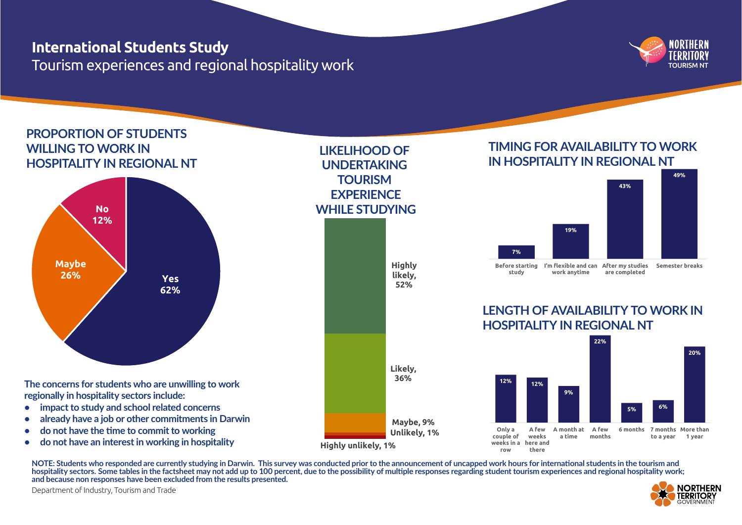# International Students Study

Tourism experiences and regional hospitality work

NORTHERN TERRITORY
TOURISM NT

## PROPORTION OF STUDENTS WILLING TO WORK IN HOSPITALITY IN REGIONAL NT

No
12%

Maybe
26%

Yes
62%

**The concerns for students who are unwilling to work regionally in hospitality sectors include:**

- impact to study and school related concerns
- already have a job or other commitments in Darwin
- do not have the time to commit to working
- do not have an interest in working in hospitality

## LIKELIHOOD OF UNDERTAKING TOURISM EXPERIENCE WHILE STUDYING

Highly likely, 52%

Likely, 36%

Maybe, 9%

Unlikely, 1%

Highly unlikely, 1%

## TIMING FOR AVAILABILITY TO WORK IN HOSPITALITY IN REGIONAL NT

7%
Before starting study

19%
I'm flexible and can work anytime

43%
After my studies are completed

49%
Semester breaks

## LENGTH OF AVAILABILITY TO WORK IN HOSPITALITY IN REGIONAL NT

12%
Only a couple of weeks in a row

12%
A few weeks here and there

9%
A month at a time

22%
A few months

5%
6 months

6%
7 months to a year

20%
More than 1 year

**NOTE: Students who responded are currently studying in Darwin. This survey was conducted prior to the announcement of uncapped work hours for international students in the tourism and hospitality sectors. Some tables in the factsheet may not add up to 100 percent, due to the possibility of multiple responses regarding student tourism experiences and regional hospitality work; and because non responses have been excluded from the results presented.**

Department of Industry, Tourism and Trade

NORTHERN TERRITORY GOVERNMENT